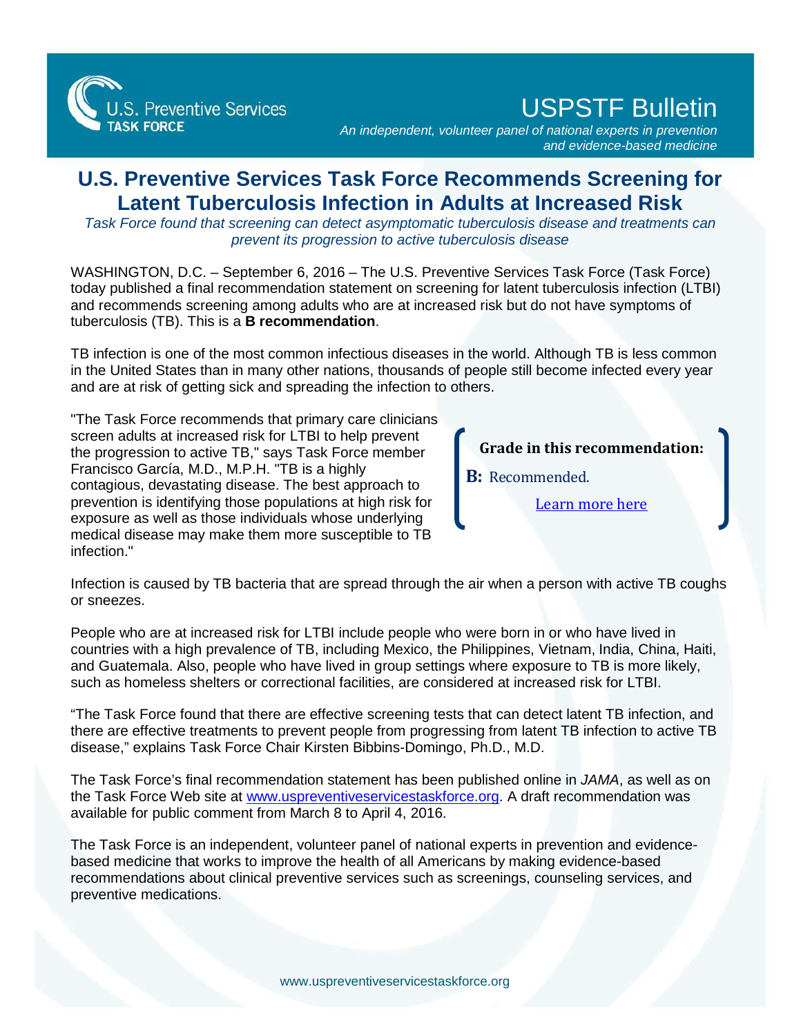U.S. Preventive Services TASK FORCE

# USPSTF Bulletin

*An independent, volunteer panel of national experts in prevention and evidence-based medicine*

## U.S. Preventive Services Task Force Recommends Screening for Latent Tuberculosis Infection in Adults at Increased Risk

*Task Force found that screening can detect asymptomatic tuberculosis disease and treatments can prevent its progression to active tuberculosis disease*

WASHINGTON, D.C. – September 6, 2016 – The U.S. Preventive Services Task Force (Task Force) today published a final recommendation statement on screening for latent tuberculosis infection (LTBI) and recommends screening among adults who are at increased risk but do not have symptoms of tuberculosis (TB). This is a **B recommendation**.

TB infection is one of the most common infectious diseases in the world. Although TB is less common in the United States than in many other nations, thousands of people still become infected every year and are at risk of getting sick and spreading the infection to others.

"The Task Force recommends that primary care clinicians screen adults at increased risk for LTBI to help prevent the progression to active TB," says Task Force member Francisco García, M.D., M.P.H. "TB is a highly contagious, devastating disease. The best approach to prevention is identifying those populations at high risk for exposure as well as those individuals whose underlying medical disease may make them more susceptible to TB infection."

> **Grade in this recommendation:**
>
> **B:** Recommended.
>
> Learn more here

Infection is caused by TB bacteria that are spread through the air when a person with active TB coughs or sneezes.

People who are at increased risk for LTBI include people who were born in or who have lived in countries with a high prevalence of TB, including Mexico, the Philippines, Vietnam, India, China, Haiti, and Guatemala. Also, people who have lived in group settings where exposure to TB is more likely, such as homeless shelters or correctional facilities, are considered at increased risk for LTBI.

"The Task Force found that there are effective screening tests that can detect latent TB infection, and there are effective treatments to prevent people from progressing from latent TB infection to active TB disease," explains Task Force Chair Kirsten Bibbins-Domingo, Ph.D., M.D.

The Task Force's final recommendation statement has been published online in *JAMA*, as well as on the Task Force Web site at www.uspreventiveservicestaskforce.org. A draft recommendation was available for public comment from March 8 to April 4, 2016.

The Task Force is an independent, volunteer panel of national experts in prevention and evidence-based medicine that works to improve the health of all Americans by making evidence-based recommendations about clinical preventive services such as screenings, counseling services, and preventive medications.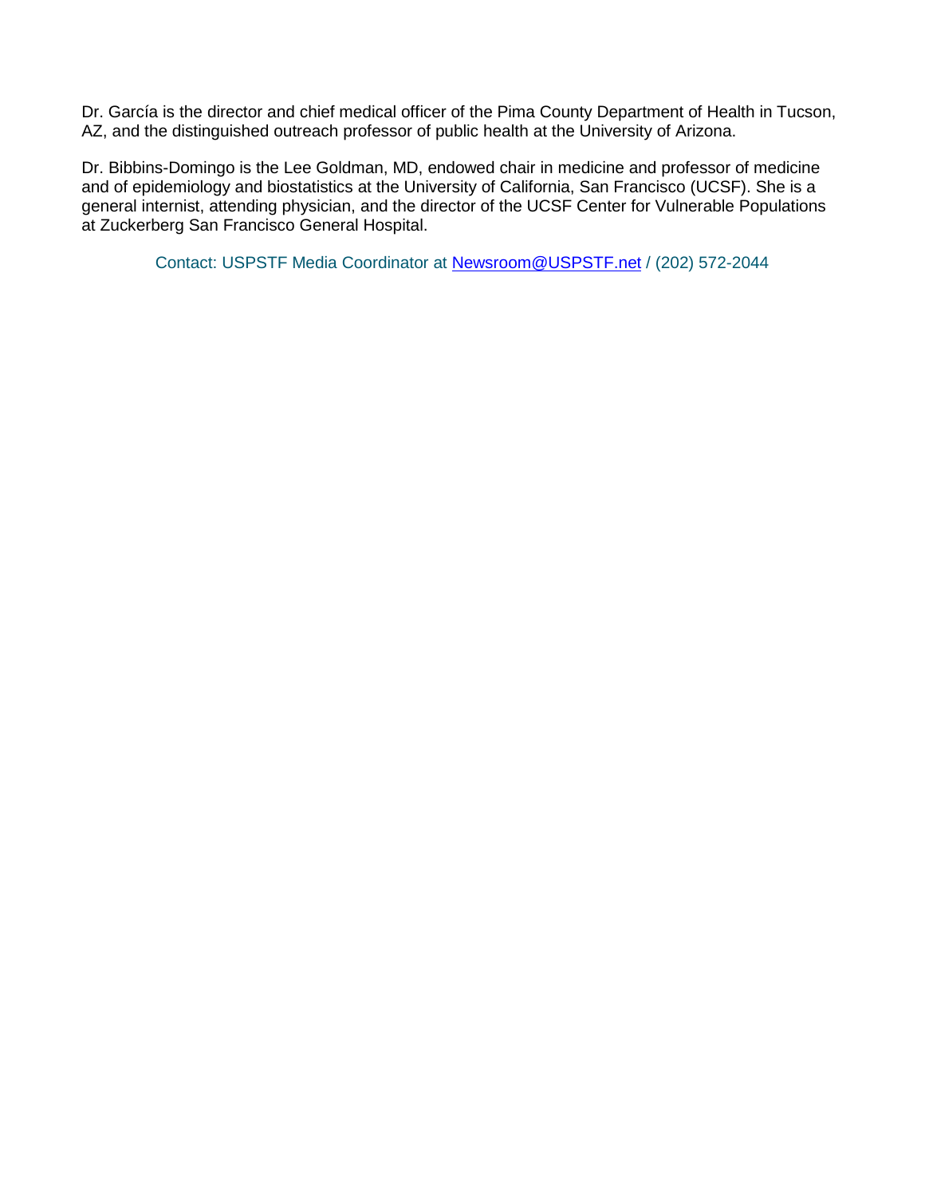Dr. García is the director and chief medical officer of the Pima County Department of Health in Tucson, AZ, and the distinguished outreach professor of public health at the University of Arizona.

Dr. Bibbins-Domingo is the Lee Goldman, MD, endowed chair in medicine and professor of medicine and of epidemiology and biostatistics at the University of California, San Francisco (UCSF). She is a general internist, attending physician, and the director of the UCSF Center for Vulnerable Populations at Zuckerberg San Francisco General Hospital.

Contact: USPSTF Media Coordinator at Newsroom@USPSTF.net / (202) 572-2044